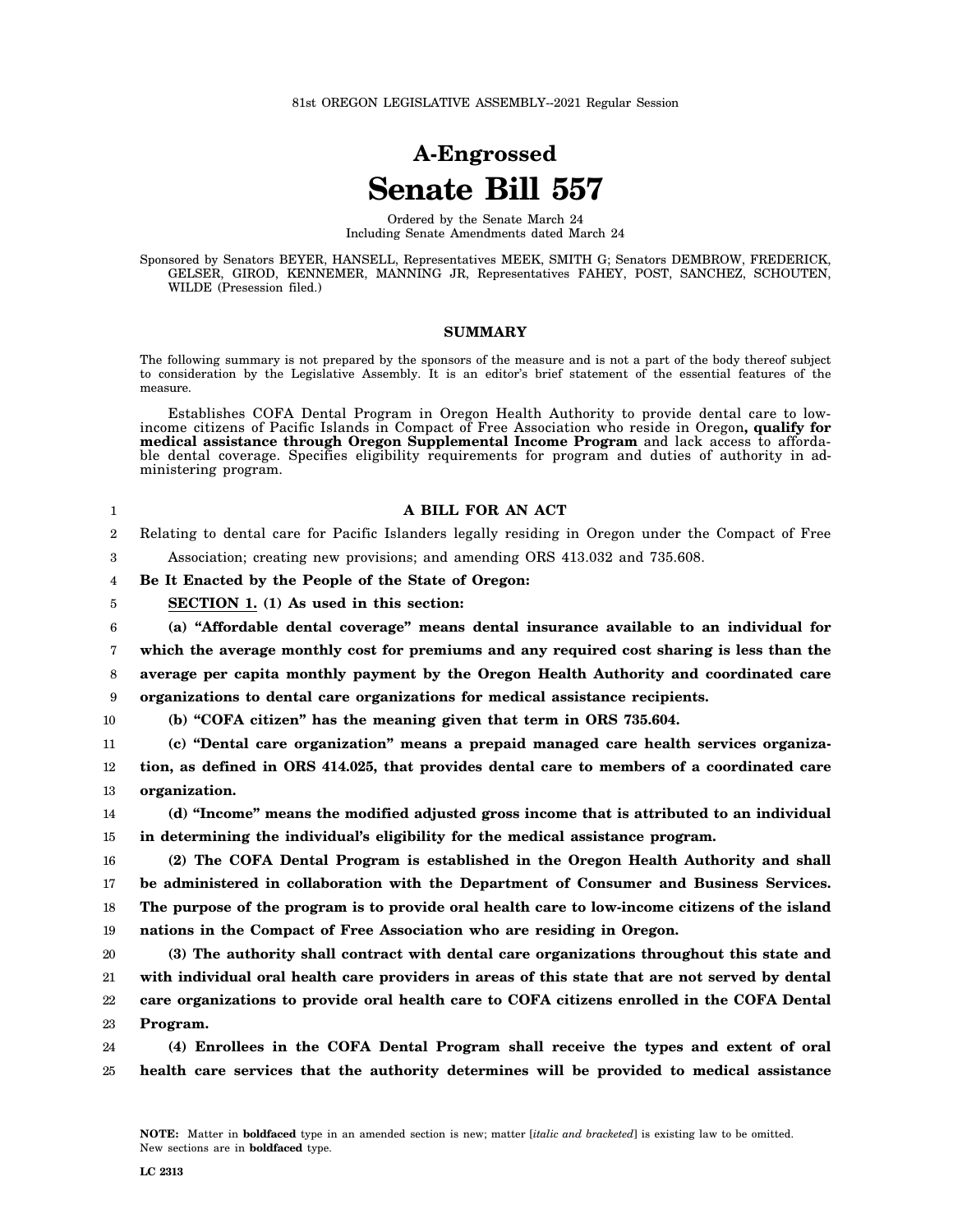81st OREGON LEGISLATIVE ASSEMBLY--2021 Regular Session

# A-Engrossed
# Senate Bill 557

Ordered by the Senate March 24
Including Senate Amendments dated March 24

Sponsored by Senators BEYER, HANSELL, Representatives MEEK, SMITH G; Senators DEMBROW, FREDERICK, GELSER, GIROD, KENNEMER, MANNING JR, Representatives FAHEY, POST, SANCHEZ, SCHOUTEN, WILDE (Presession filed.)

## SUMMARY

The following summary is not prepared by the sponsors of the measure and is not a part of the body thereof subject to consideration by the Legislative Assembly. It is an editor's brief statement of the essential features of the measure.

Establishes COFA Dental Program in Oregon Health Authority to provide dental care to low-income citizens of Pacific Islands in Compact of Free Association who reside in Oregon**, qualify for medical assistance through Oregon Supplemental Income Program** and lack access to affordable dental coverage. Specifies eligibility requirements for program and duties of authority in administering program.

## A BILL FOR AN ACT

Relating to dental care for Pacific Islanders legally residing in Oregon under the Compact of Free Association; creating new provisions; and amending ORS 413.032 and 735.608.

**Be It Enacted by the People of the State of Oregon:**

**SECTION 1. (1) As used in this section:**

**(a) "Affordable dental coverage" means dental insurance available to an individual for which the average monthly cost for premiums and any required cost sharing is less than the average per capita monthly payment by the Oregon Health Authority and coordinated care organizations to dental care organizations for medical assistance recipients.**

**(b) "COFA citizen" has the meaning given that term in ORS 735.604.**

**(c) "Dental care organization" means a prepaid managed care health services organization, as defined in ORS 414.025, that provides dental care to members of a coordinated care organization.**

**(d) "Income" means the modified adjusted gross income that is attributed to an individual in determining the individual's eligibility for the medical assistance program.**

**(2) The COFA Dental Program is established in the Oregon Health Authority and shall be administered in collaboration with the Department of Consumer and Business Services. The purpose of the program is to provide oral health care to low-income citizens of the island nations in the Compact of Free Association who are residing in Oregon.**

**(3) The authority shall contract with dental care organizations throughout this state and with individual oral health care providers in areas of this state that are not served by dental care organizations to provide oral health care to COFA citizens enrolled in the COFA Dental Program.**

**(4) Enrollees in the COFA Dental Program shall receive the types and extent of oral health care services that the authority determines will be provided to medical assistance**

NOTE: Matter in **boldfaced** type in an amended section is new; matter [*italic and bracketed*] is existing law to be omitted. New sections are in **boldfaced** type.

LC 2313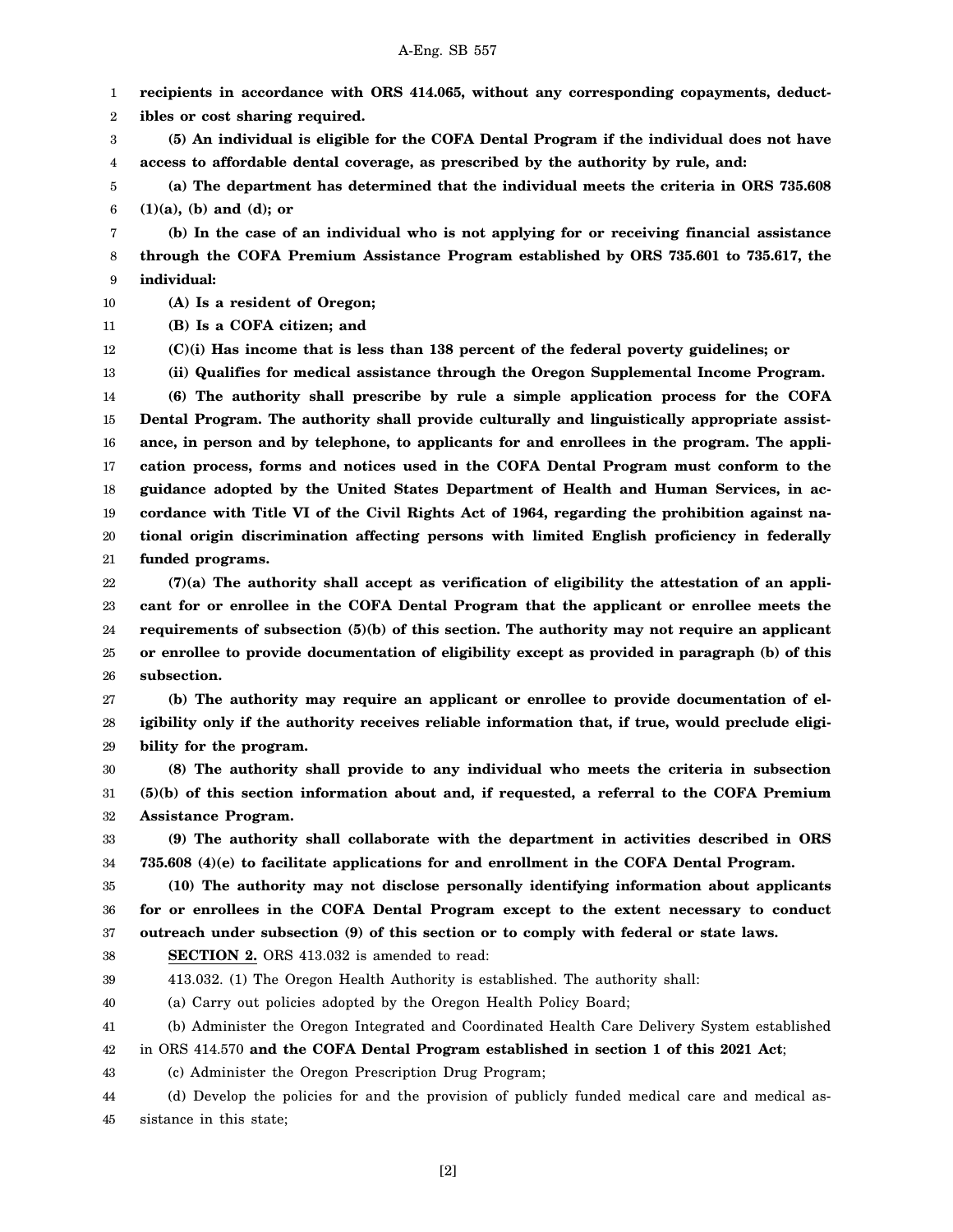**recipients in accordance with ORS 414.065, without any corresponding copayments, deductibles or cost sharing required.**

**(5) An individual is eligible for the COFA Dental Program if the individual does not have access to affordable dental coverage, as prescribed by the authority by rule, and:**

**(a) The department has determined that the individual meets the criteria in ORS 735.608 (1)(a), (b) and (d); or**

**(b) In the case of an individual who is not applying for or receiving financial assistance through the COFA Premium Assistance Program established by ORS 735.601 to 735.617, the individual:**

**(A) Is a resident of Oregon;**

**(B) Is a COFA citizen; and**

**(C)(i) Has income that is less than 138 percent of the federal poverty guidelines; or**

**(ii) Qualifies for medical assistance through the Oregon Supplemental Income Program.**

**(6) The authority shall prescribe by rule a simple application process for the COFA Dental Program. The authority shall provide culturally and linguistically appropriate assistance, in person and by telephone, to applicants for and enrollees in the program. The application process, forms and notices used in the COFA Dental Program must conform to the guidance adopted by the United States Department of Health and Human Services, in accordance with Title VI of the Civil Rights Act of 1964, regarding the prohibition against national origin discrimination affecting persons with limited English proficiency in federally funded programs.**

**(7)(a) The authority shall accept as verification of eligibility the attestation of an applicant for or enrollee in the COFA Dental Program that the applicant or enrollee meets the requirements of subsection (5)(b) of this section. The authority may not require an applicant or enrollee to provide documentation of eligibility except as provided in paragraph (b) of this subsection.**

**(b) The authority may require an applicant or enrollee to provide documentation of eligibility only if the authority receives reliable information that, if true, would preclude eligibility for the program.**

**(8) The authority shall provide to any individual who meets the criteria in subsection (5)(b) of this section information about and, if requested, a referral to the COFA Premium Assistance Program.**

**(9) The authority shall collaborate with the department in activities described in ORS 735.608 (4)(e) to facilitate applications for and enrollment in the COFA Dental Program.**

**(10) The authority may not disclose personally identifying information about applicants for or enrollees in the COFA Dental Program except to the extent necessary to conduct outreach under subsection (9) of this section or to comply with federal or state laws.**

**SECTION 2.** ORS 413.032 is amended to read:

413.032. (1) The Oregon Health Authority is established. The authority shall:

(a) Carry out policies adopted by the Oregon Health Policy Board;

(b) Administer the Oregon Integrated and Coordinated Health Care Delivery System established in ORS 414.570 **and the COFA Dental Program established in section 1 of this 2021 Act**;

(c) Administer the Oregon Prescription Drug Program;

(d) Develop the policies for and the provision of publicly funded medical care and medical assistance in this state;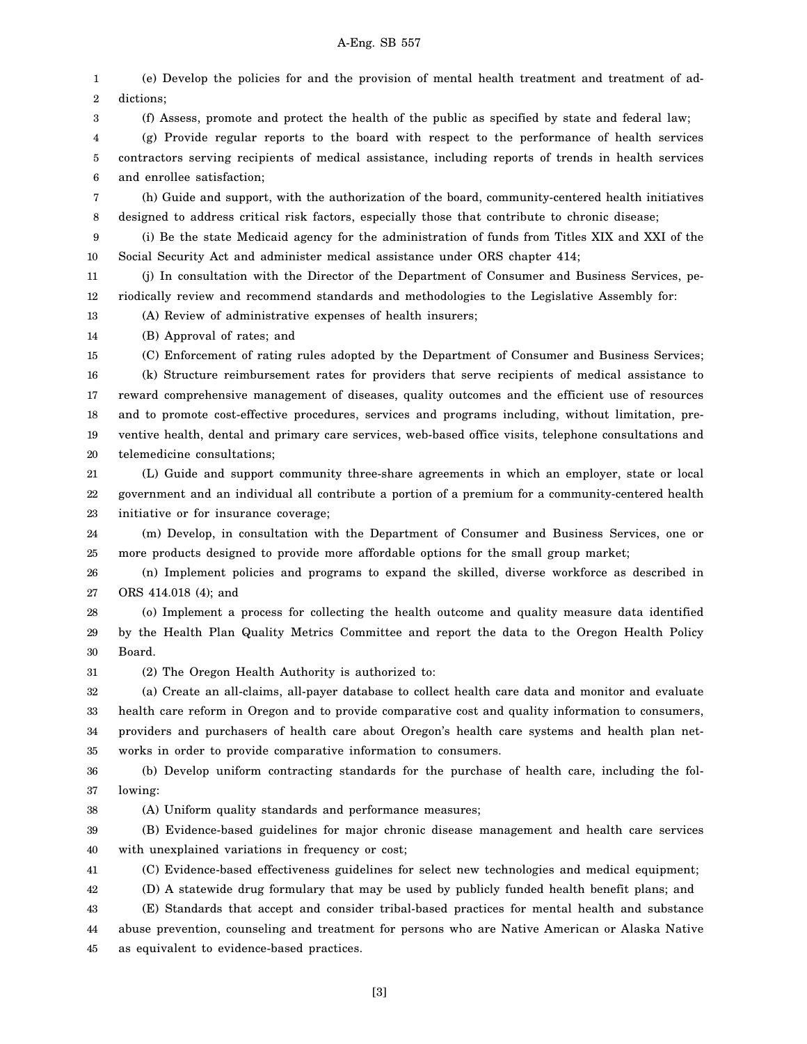(e) Develop the policies for and the provision of mental health treatment and treatment of addictions;

(f) Assess, promote and protect the health of the public as specified by state and federal law;

(g) Provide regular reports to the board with respect to the performance of health services contractors serving recipients of medical assistance, including reports of trends in health services and enrollee satisfaction;

(h) Guide and support, with the authorization of the board, community-centered health initiatives designed to address critical risk factors, especially those that contribute to chronic disease;

(i) Be the state Medicaid agency for the administration of funds from Titles XIX and XXI of the Social Security Act and administer medical assistance under ORS chapter 414;

(j) In consultation with the Director of the Department of Consumer and Business Services, periodically review and recommend standards and methodologies to the Legislative Assembly for:

(A) Review of administrative expenses of health insurers;

(B) Approval of rates; and

(C) Enforcement of rating rules adopted by the Department of Consumer and Business Services;

(k) Structure reimbursement rates for providers that serve recipients of medical assistance to reward comprehensive management of diseases, quality outcomes and the efficient use of resources and to promote cost-effective procedures, services and programs including, without limitation, preventive health, dental and primary care services, web-based office visits, telephone consultations and telemedicine consultations;

(L) Guide and support community three-share agreements in which an employer, state or local government and an individual all contribute a portion of a premium for a community-centered health initiative or for insurance coverage;

(m) Develop, in consultation with the Department of Consumer and Business Services, one or more products designed to provide more affordable options for the small group market;

(n) Implement policies and programs to expand the skilled, diverse workforce as described in ORS 414.018 (4); and

(o) Implement a process for collecting the health outcome and quality measure data identified by the Health Plan Quality Metrics Committee and report the data to the Oregon Health Policy Board.

(2) The Oregon Health Authority is authorized to:

(a) Create an all-claims, all-payer database to collect health care data and monitor and evaluate health care reform in Oregon and to provide comparative cost and quality information to consumers, providers and purchasers of health care about Oregon's health care systems and health plan networks in order to provide comparative information to consumers.

(b) Develop uniform contracting standards for the purchase of health care, including the following:

(A) Uniform quality standards and performance measures;

(B) Evidence-based guidelines for major chronic disease management and health care services with unexplained variations in frequency or cost;

(C) Evidence-based effectiveness guidelines for select new technologies and medical equipment;

(D) A statewide drug formulary that may be used by publicly funded health benefit plans; and

(E) Standards that accept and consider tribal-based practices for mental health and substance abuse prevention, counseling and treatment for persons who are Native American or Alaska Native as equivalent to evidence-based practices.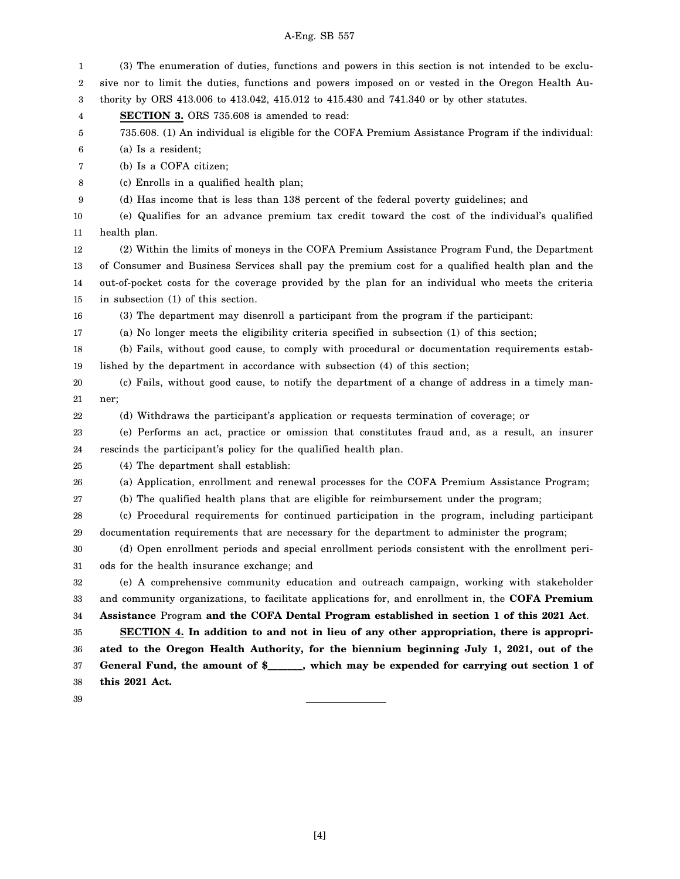(3) The enumeration of duties, functions and powers in this section is not intended to be exclusive nor to limit the duties, functions and powers imposed on or vested in the Oregon Health Authority by ORS 413.006 to 413.042, 415.012 to 415.430 and 741.340 or by other statutes.

**SECTION 3.** ORS 735.608 is amended to read:

735.608. (1) An individual is eligible for the COFA Premium Assistance Program if the individual:

(a) Is a resident;

(b) Is a COFA citizen;

(c) Enrolls in a qualified health plan;

(d) Has income that is less than 138 percent of the federal poverty guidelines; and

(e) Qualifies for an advance premium tax credit toward the cost of the individual's qualified health plan.

(2) Within the limits of moneys in the COFA Premium Assistance Program Fund, the Department of Consumer and Business Services shall pay the premium cost for a qualified health plan and the out-of-pocket costs for the coverage provided by the plan for an individual who meets the criteria in subsection (1) of this section.

(3) The department may disenroll a participant from the program if the participant:

(a) No longer meets the eligibility criteria specified in subsection (1) of this section;

(b) Fails, without good cause, to comply with procedural or documentation requirements established by the department in accordance with subsection (4) of this section;

(c) Fails, without good cause, to notify the department of a change of address in a timely manner;

(d) Withdraws the participant's application or requests termination of coverage; or

(e) Performs an act, practice or omission that constitutes fraud and, as a result, an insurer rescinds the participant's policy for the qualified health plan.

(4) The department shall establish:

(a) Application, enrollment and renewal processes for the COFA Premium Assistance Program;

(b) The qualified health plans that are eligible for reimbursement under the program;

(c) Procedural requirements for continued participation in the program, including participant documentation requirements that are necessary for the department to administer the program;

(d) Open enrollment periods and special enrollment periods consistent with the enrollment periods for the health insurance exchange; and

(e) A comprehensive community education and outreach campaign, working with stakeholder and community organizations, to facilitate applications for, and enrollment in, the **COFA Premium Assistance** Program **and the COFA Dental Program established in section 1 of this 2021 Act**.

**SECTION 4. In addition to and not in lieu of any other appropriation, there is appropriated to the Oregon Health Authority, for the biennium beginning July 1, 2021, out of the General Fund, the amount of $______, which may be expended for carrying out section 1 of this 2021 Act.**